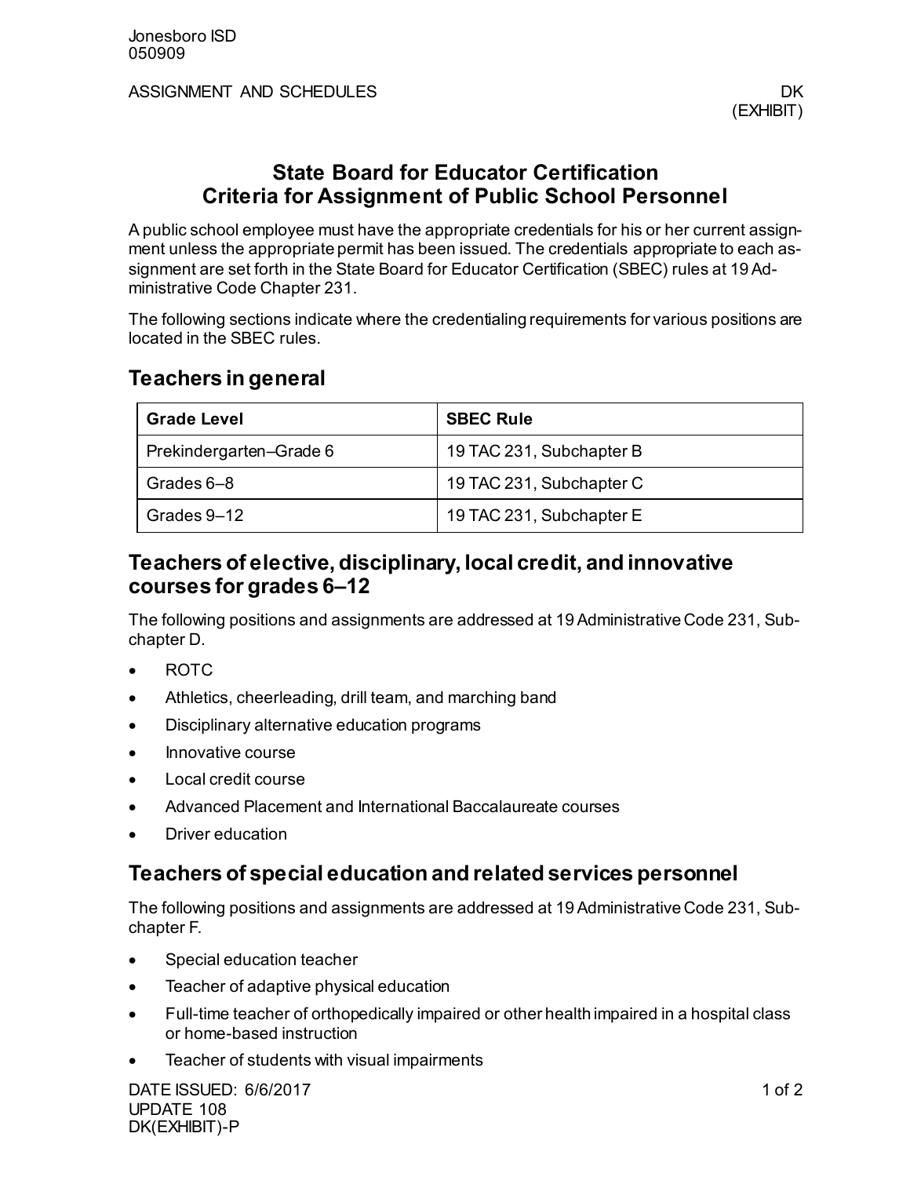# State Board for Educator Certification Criteria for Assignment of Public School Personnel

A public school employee must have the appropriate credentials for his or her current assignment unless the appropriate permit has been issued. The credentials appropriate to each assignment are set forth in the State Board for Educator Certification (SBEC) rules at 19 Administrative Code Chapter 231.

The following sections indicate where the credentialing requirements for various positions are located in the SBEC rules.

## Teachers in general

| Grade Level | SBEC Rule |
| --- | --- |
| Prekindergarten–Grade 6 | 19 TAC 231, Subchapter B |
| Grades 6–8 | 19 TAC 231, Subchapter C |
| Grades 9–12 | 19 TAC 231, Subchapter E |

## Teachers of elective, disciplinary, local credit, and innovative courses for grades 6–12

The following positions and assignments are addressed at 19 Administrative Code 231, Subchapter D.

- ROTC
- Athletics, cheerleading, drill team, and marching band
- Disciplinary alternative education programs
- Innovative course
- Local credit course
- Advanced Placement and International Baccalaureate courses
- Driver education

## Teachers of special education and related services personnel

The following positions and assignments are addressed at 19 Administrative Code 231, Subchapter F.

- Special education teacher
- Teacher of adaptive physical education
- Full-time teacher of orthopedically impaired or other health impaired in a hospital class or home-based instruction
- Teacher of students with visual impairments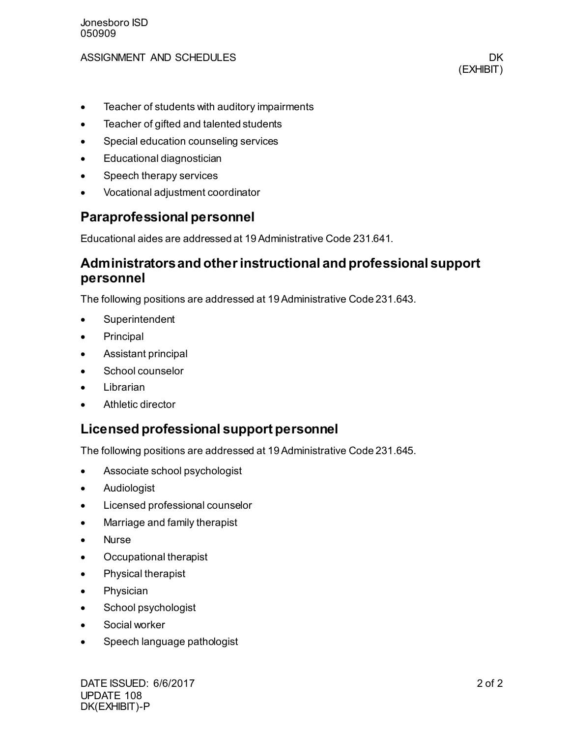- Teacher of students with auditory impairments
- Teacher of gifted and talented students
- Special education counseling services
- Educational diagnostician
- Speech therapy services
- Vocational adjustment coordinator

## Paraprofessional personnel

Educational aides are addressed at 19 Administrative Code 231.641.

## Administrators and other instructional and professional support personnel

The following positions are addressed at 19 Administrative Code 231.643.

- Superintendent
- Principal
- Assistant principal
- School counselor
- Librarian
- Athletic director

## Licensed professional support personnel

The following positions are addressed at 19 Administrative Code 231.645.

- Associate school psychologist
- Audiologist
- Licensed professional counselor
- Marriage and family therapist
- Nurse
- Occupational therapist
- Physical therapist
- Physician
- School psychologist
- Social worker
- Speech language pathologist